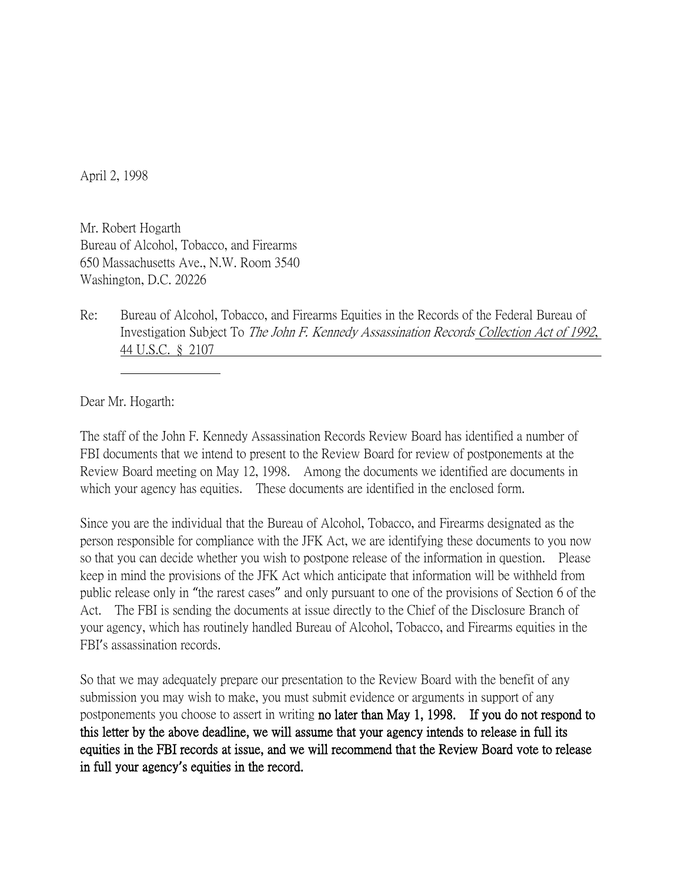April 2, 1998

Mr. Robert Hogarth
Bureau of Alcohol, Tobacco, and Firearms
650 Massachusetts Ave., N.W. Room 3540
Washington, D.C. 20226

Re: Bureau of Alcohol, Tobacco, and Firearms Equities in the Records of the Federal Bureau of Investigation Subject To *The John F. Kennedy Assassination Records* Collection Act of 1992, 44 U.S.C. § 2107

Dear Mr. Hogarth:

The staff of the John F. Kennedy Assassination Records Review Board has identified a number of FBI documents that we intend to present to the Review Board for review of postponements at the Review Board meeting on May 12, 1998. Among the documents we identified are documents in which your agency has equities. These documents are identified in the enclosed form.

Since you are the individual that the Bureau of Alcohol, Tobacco, and Firearms designated as the person responsible for compliance with the JFK Act, we are identifying these documents to you now so that you can decide whether you wish to postpone release of the information in question. Please keep in mind the provisions of the JFK Act which anticipate that information will be withheld from public release only in "the rarest cases" and only pursuant to one of the provisions of Section 6 of the Act. The FBI is sending the documents at issue directly to the Chief of the Disclosure Branch of your agency, which has routinely handled Bureau of Alcohol, Tobacco, and Firearms equities in the FBI's assassination records.

So that we may adequately prepare our presentation to the Review Board with the benefit of any submission you may wish to make, you must submit evidence or arguments in support of any postponements you choose to assert in writing **no later than May 1, 1998. If you do not respond to this letter by the above deadline, we will assume that your agency intends to release in full its equities in the FBI records at issue, and we will recommend that the Review Board vote to release in full your agency's equities in the record.**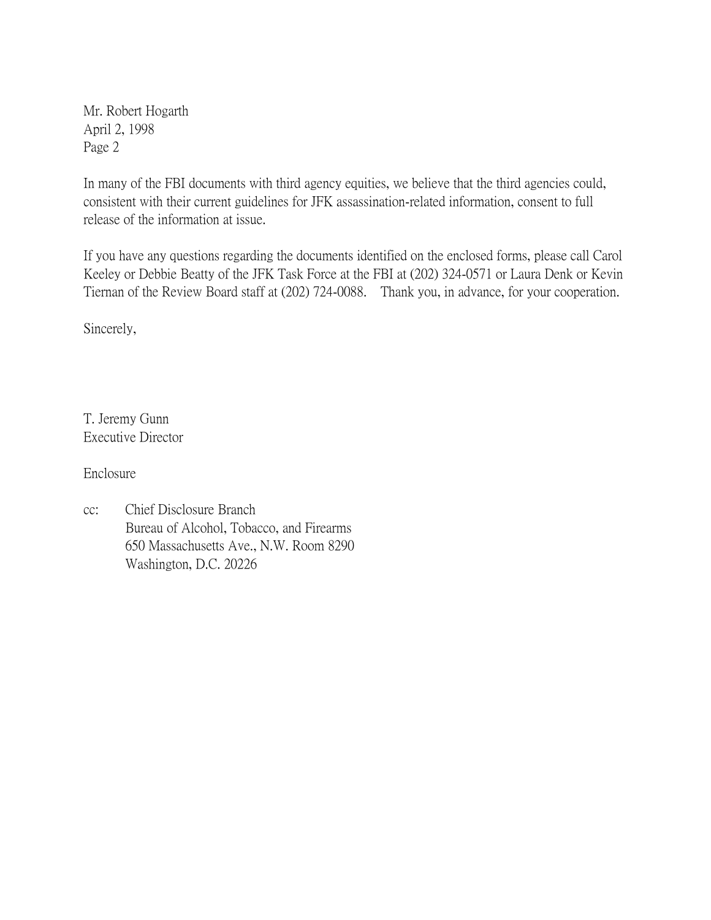Mr. Robert Hogarth
April 2, 1998
Page 2

In many of the FBI documents with third agency equities, we believe that the third agencies could, consistent with their current guidelines for JFK assassination-related information, consent to full release of the information at issue.

If you have any questions regarding the documents identified on the enclosed forms, please call Carol Keeley or Debbie Beatty of the JFK Task Force at the FBI at (202) 324-0571 or Laura Denk or Kevin Tiernan of the Review Board staff at (202) 724-0088. Thank you, in advance, for your cooperation.

Sincerely,

T. Jeremy Gunn
Executive Director

Enclosure

cc: Chief Disclosure Branch
Bureau of Alcohol, Tobacco, and Firearms
650 Massachusetts Ave., N.W. Room 8290
Washington, D.C. 20226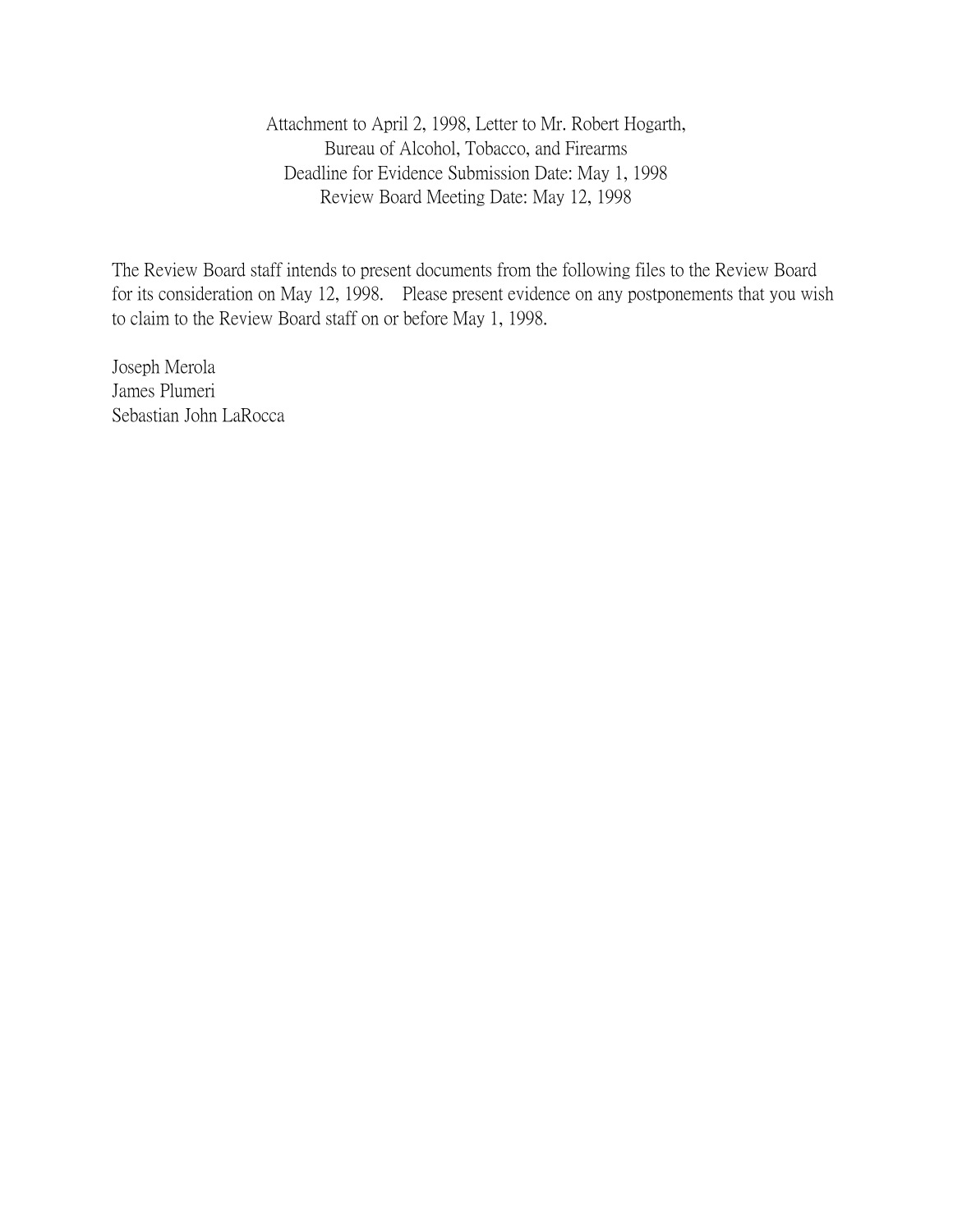Attachment to April 2, 1998, Letter to Mr. Robert Hogarth,
Bureau of Alcohol, Tobacco, and Firearms
Deadline for Evidence Submission Date: May 1, 1998
Review Board Meeting Date: May 12, 1998

The Review Board staff intends to present documents from the following files to the Review Board for its consideration on May 12, 1998. Please present evidence on any postponements that you wish to claim to the Review Board staff on or before May 1, 1998.

Joseph Merola
James Plumeri
Sebastian John LaRocca